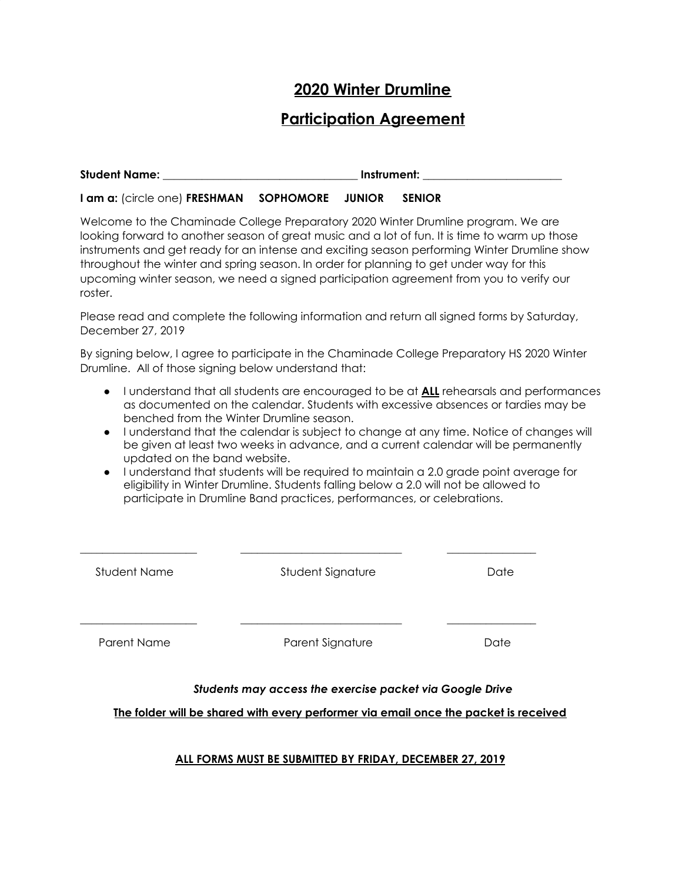# 2020 Winter Drumline

# Participation Agreement

**Student Name:** ___________________________________ **Instrument:** ________________________

**I am a:** (circle one) **FRESHMAN SOPHOMORE JUNIOR SENIOR**

Welcome to the Chaminade College Preparatory 2020 Winter Drumline program. We are looking forward to another season of great music and a lot of fun. It is time to warm up those instruments and get ready for an intense and exciting season performing Winter Drumline show throughout the winter and spring season. In order for planning to get under way for this upcoming winter season, we need a signed participation agreement from you to verify our roster.

Please read and complete the following information and return all signed forms by Saturday, December 27, 2019

By signing below, I agree to participate in the Chaminade College Preparatory HS 2020 Winter Drumline. All of those signing below understand that:

- I understand that all students are encouraged to be at **ALL** rehearsals and performances as documented on the calendar. Students with excessive absences or tardies may be benched from the Winter Drumline season.
- I understand that the calendar is subject to change at any time. Notice of changes will be given at least two weeks in advance, and a current calendar will be permanently updated on the band website.
- I understand that students will be required to maintain a 2.0 grade point average for eligibility in Winter Drumline. Students falling below a 2.0 will not be allowed to participate in Drumline Band practices, performances, or celebrations.

| _____________________ | _____________________________ | ________________ |
|---|---|---|
| Student Name | Student Signature | Date |
| _____________________ | _____________________________ | ________________ |
| Parent Name | Parent Signature | Date |

***Students may access the exercise packet via Google Drive***

**The folder will be shared with every performer via email once the packet is received**

**ALL FORMS MUST BE SUBMITTED BY FRIDAY, DECEMBER 27, 2019**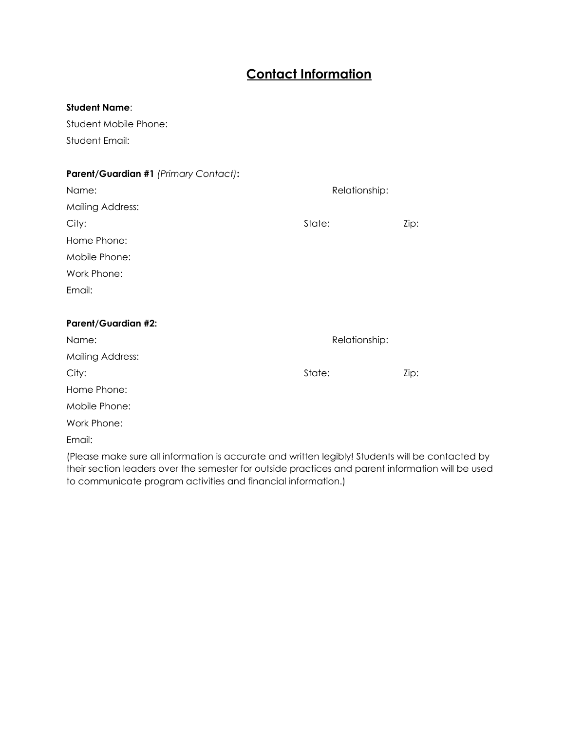# Contact Information

**Student Name**:

Student Mobile Phone:

Student Email:

**Parent/Guardian #1** *(Primary Contact)***:**

Name: Relationship:

Mailing Address:

City: State: Zip:

Home Phone:

Mobile Phone:

Work Phone:

Email:

**Parent/Guardian #2:**

Name: Relationship:

Mailing Address:

City: State: Zip:

Home Phone:

Mobile Phone:

Work Phone:

Email:

(Please make sure all information is accurate and written legibly! Students will be contacted by their section leaders over the semester for outside practices and parent information will be used to communicate program activities and financial information.)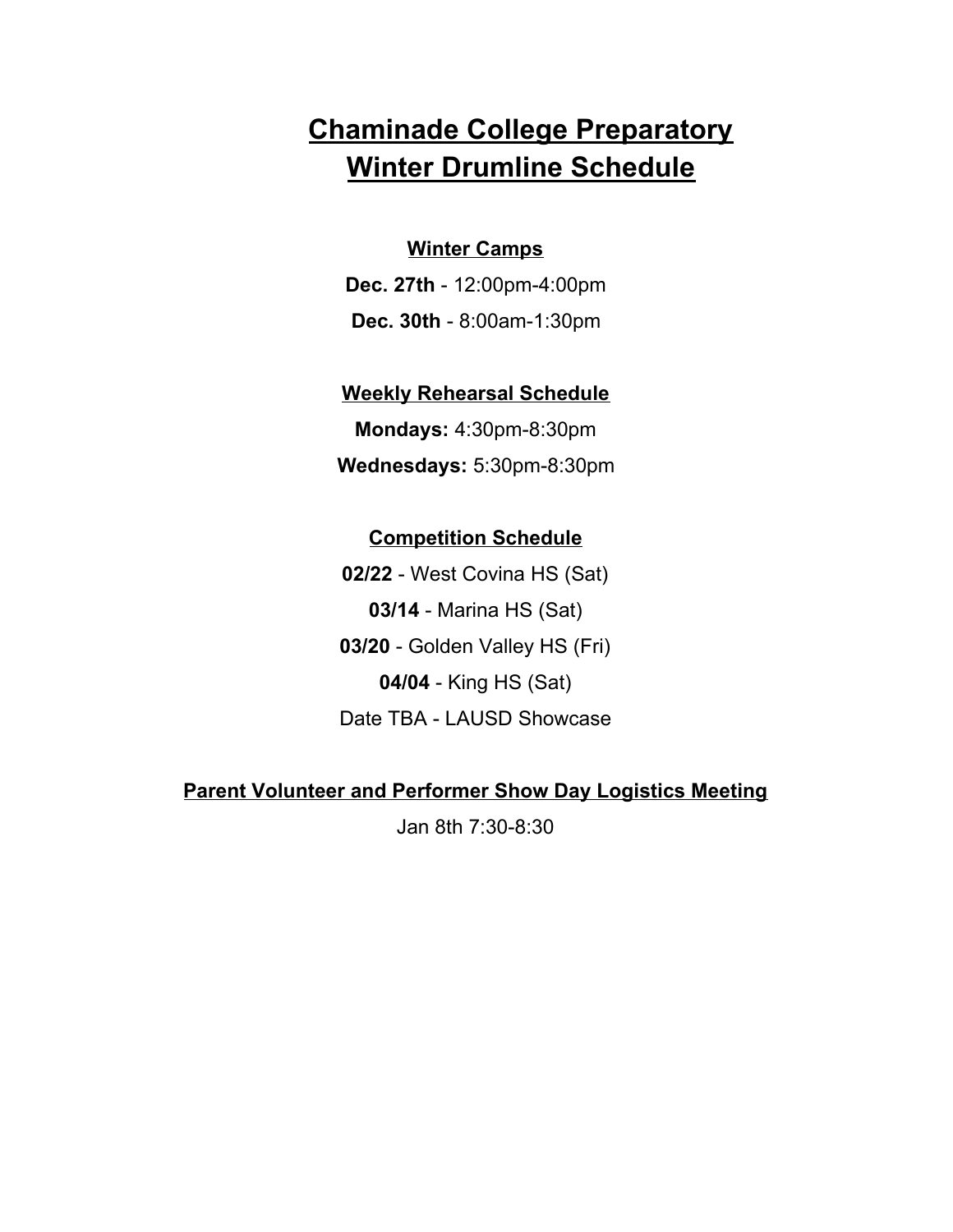# Chaminade College Preparatory
# Winter Drumline Schedule

### Winter Camps

**Dec. 27th** - 12:00pm-4:00pm

**Dec. 30th** - 8:00am-1:30pm

### Weekly Rehearsal Schedule

**Mondays:** 4:30pm-8:30pm

**Wednesdays:** 5:30pm-8:30pm

### Competition Schedule

**02/22** - West Covina HS (Sat)

**03/14** - Marina HS (Sat)

**03/20** - Golden Valley HS (Fri)

**04/04** - King HS (Sat)

Date TBA - LAUSD Showcase

### Parent Volunteer and Performer Show Day Logistics Meeting

Jan 8th 7:30-8:30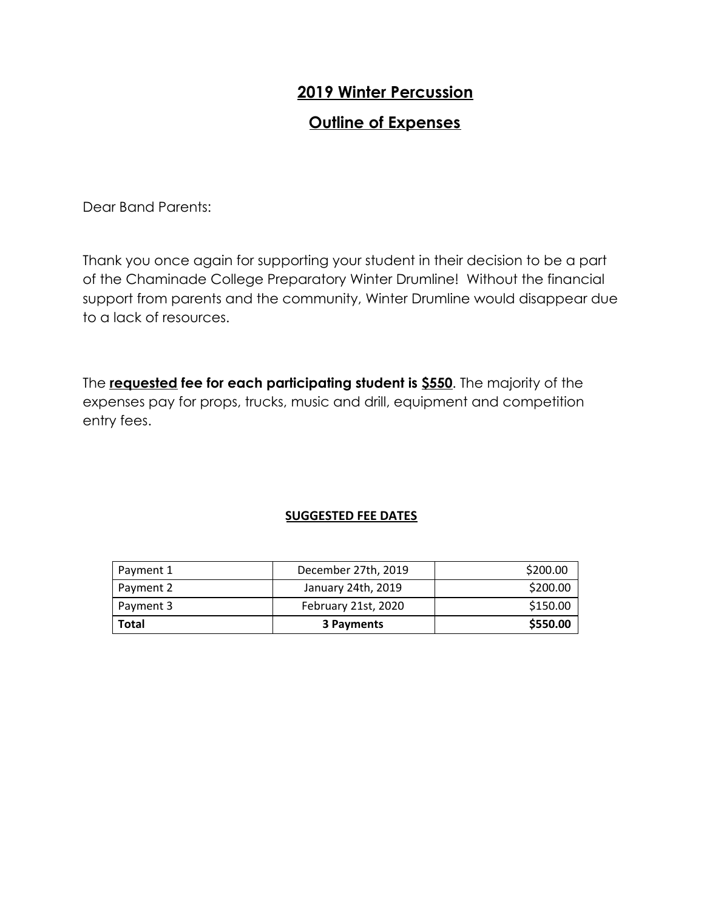# 2019 Winter Percussion

# Outline of Expenses

Dear Band Parents:

Thank you once again for supporting your student in their decision to be a part of the Chaminade College Preparatory Winter Drumline! Without the financial support from parents and the community, Winter Drumline would disappear due to a lack of resources.

The **requested fee for each participating student is $550**. The majority of the expenses pay for props, trucks, music and drill, equipment and competition entry fees.

### SUGGESTED FEE DATES

| | | |
|---|---|---|
| Payment 1 | December 27th, 2019 | $200.00 |
| Payment 2 | January 24th, 2019 | $200.00 |
| Payment 3 | February 21st, 2020 | $150.00 |
| **Total** | **3 Payments** | **$550.00** |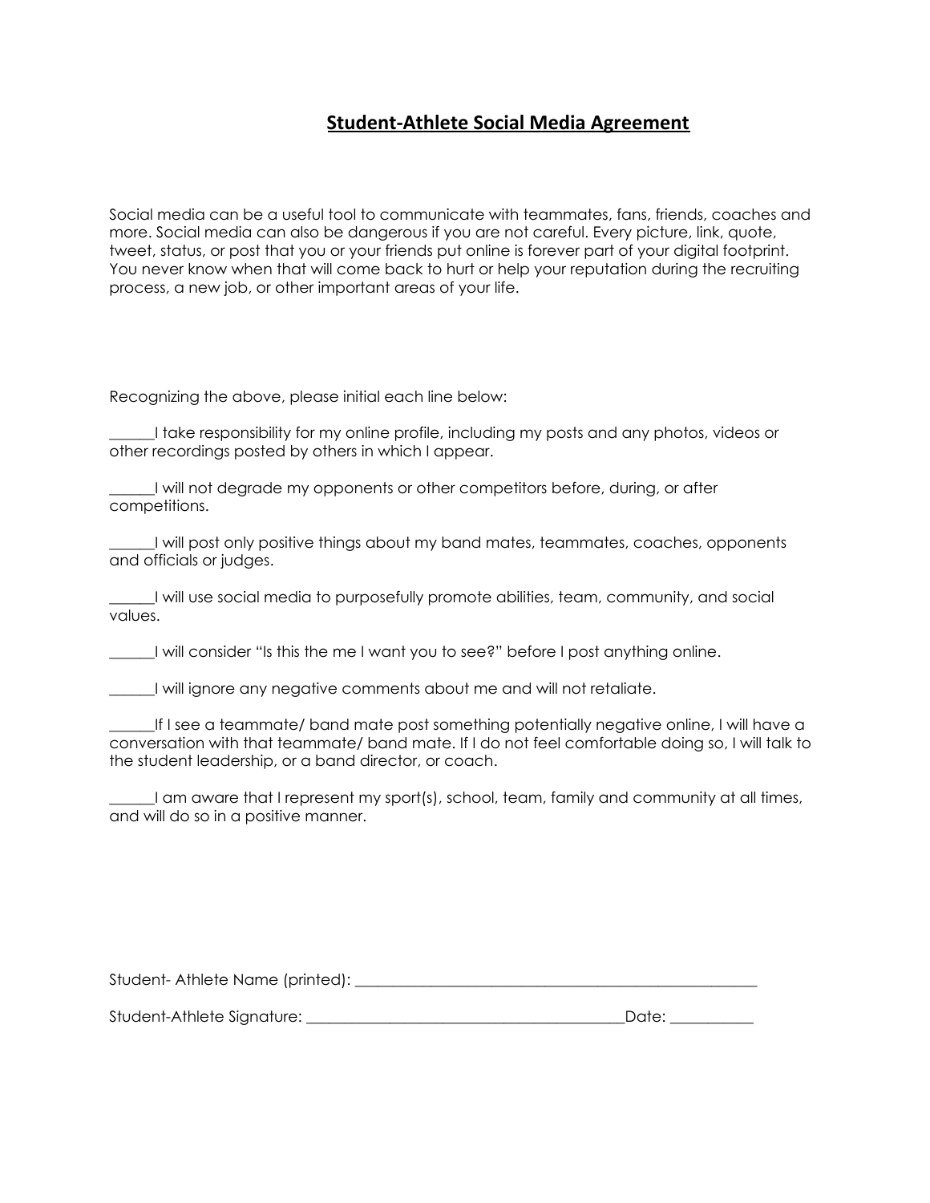## Student-Athlete Social Media Agreement

Social media can be a useful tool to communicate with teammates, fans, friends, coaches and more. Social media can also be dangerous if you are not careful. Every picture, link, quote, tweet, status, or post that you or your friends put online is forever part of your digital footprint. You never know when that will come back to hurt or help your reputation during the recruiting process, a new job, or other important areas of your life.

Recognizing the above, please initial each line below:

______I take responsibility for my online profile, including my posts and any photos, videos or other recordings posted by others in which I appear.

______I will not degrade my opponents or other competitors before, during, or after competitions.

______I will post only positive things about my band mates, teammates, coaches, opponents and officials or judges.

______I will use social media to purposefully promote abilities, team, community, and social values.

______I will consider "Is this the me I want you to see?" before I post anything online.

______I will ignore any negative comments about me and will not retaliate.

______If I see a teammate/ band mate post something potentially negative online, I will have a conversation with that teammate/ band mate. If I do not feel comfortable doing so, I will talk to the student leadership, or a band director, or coach.

______I am aware that I represent my sport(s), school, team, family and community at all times, and will do so in a positive manner.

Student- Athlete Name (printed): ________________________________________________________

Student-Athlete Signature: ____________________________________________Date: ___________